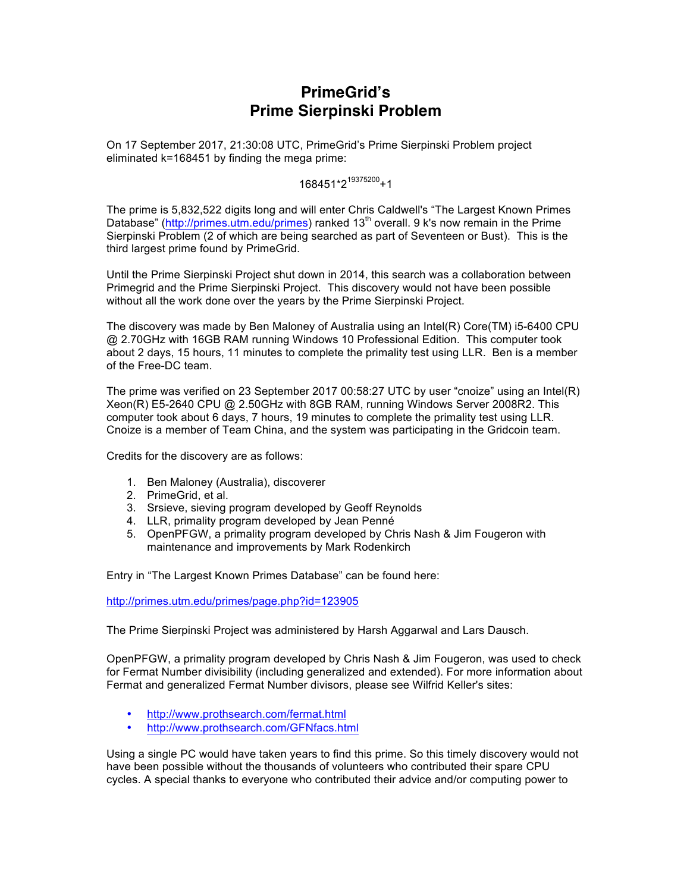# PrimeGrid's
# Prime Sierpinski Problem

On 17 September 2017, 21:30:08 UTC, PrimeGrid's Prime Sierpinski Problem project eliminated k=168451 by finding the mega prime:

$$168451 \cdot 2^{19375200}+1$$

The prime is 5,832,522 digits long and will enter Chris Caldwell's "The Largest Known Primes Database" (http://primes.utm.edu/primes) ranked 13th overall. 9 k's now remain in the Prime Sierpinski Problem (2 of which are being searched as part of Seventeen or Bust). This is the third largest prime found by PrimeGrid.

Until the Prime Sierpinski Project shut down in 2014, this search was a collaboration between Primegrid and the Prime Sierpinski Project. This discovery would not have been possible without all the work done over the years by the Prime Sierpinski Project.

The discovery was made by Ben Maloney of Australia using an Intel(R) Core(TM) i5-6400 CPU @ 2.70GHz with 16GB RAM running Windows 10 Professional Edition. This computer took about 2 days, 15 hours, 11 minutes to complete the primality test using LLR. Ben is a member of the Free-DC team.

The prime was verified on 23 September 2017 00:58:27 UTC by user "cnoize" using an Intel(R) Xeon(R) E5-2640 CPU @ 2.50GHz with 8GB RAM, running Windows Server 2008R2. This computer took about 6 days, 7 hours, 19 minutes to complete the primality test using LLR. Cnoize is a member of Team China, and the system was participating in the Gridcoin team.

Credits for the discovery are as follows:

1. Ben Maloney (Australia), discoverer
2. PrimeGrid, et al.
3. Srsieve, sieving program developed by Geoff Reynolds
4. LLR, primality program developed by Jean Penné
5. OpenPFGW, a primality program developed by Chris Nash & Jim Fougeron with maintenance and improvements by Mark Rodenkirch

Entry in "The Largest Known Primes Database" can be found here:

http://primes.utm.edu/primes/page.php?id=123905

The Prime Sierpinski Project was administered by Harsh Aggarwal and Lars Dausch.

OpenPFGW, a primality program developed by Chris Nash & Jim Fougeron, was used to check for Fermat Number divisibility (including generalized and extended). For more information about Fermat and generalized Fermat Number divisors, please see Wilfrid Keller's sites:

- http://www.prothsearch.com/fermat.html
- http://www.prothsearch.com/GFNfacs.html

Using a single PC would have taken years to find this prime. So this timely discovery would not have been possible without the thousands of volunteers who contributed their spare CPU cycles. A special thanks to everyone who contributed their advice and/or computing power to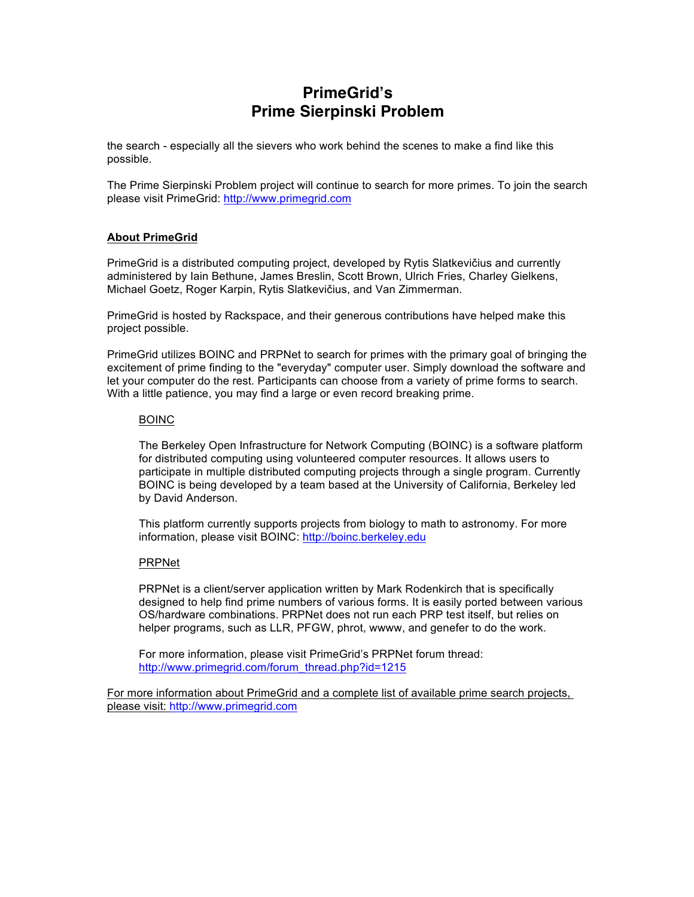the search - especially all the sievers who work behind the scenes to make a find like this possible.

The Prime Sierpinski Problem project will continue to search for more primes. To join the search please visit PrimeGrid: http://www.primegrid.com

## About PrimeGrid

PrimeGrid is a distributed computing project, developed by Rytis Slatkevičius and currently administered by Iain Bethune, James Breslin, Scott Brown, Ulrich Fries, Charley Gielkens, Michael Goetz, Roger Karpin, Rytis Slatkevičius, and Van Zimmerman.

PrimeGrid is hosted by Rackspace, and their generous contributions have helped make this project possible.

PrimeGrid utilizes BOINC and PRPNet to search for primes with the primary goal of bringing the excitement of prime finding to the "everyday" computer user. Simply download the software and let your computer do the rest. Participants can choose from a variety of prime forms to search. With a little patience, you may find a large or even record breaking prime.

### BOINC

The Berkeley Open Infrastructure for Network Computing (BOINC) is a software platform for distributed computing using volunteered computer resources. It allows users to participate in multiple distributed computing projects through a single program. Currently BOINC is being developed by a team based at the University of California, Berkeley led by David Anderson.

This platform currently supports projects from biology to math to astronomy. For more information, please visit BOINC: http://boinc.berkeley.edu

### PRPNet

PRPNet is a client/server application written by Mark Rodenkirch that is specifically designed to help find prime numbers of various forms. It is easily ported between various OS/hardware combinations. PRPNet does not run each PRP test itself, but relies on helper programs, such as LLR, PFGW, phrot, wwww, and genefer to do the work.

For more information, please visit PrimeGrid's PRPNet forum thread: http://www.primegrid.com/forum_thread.php?id=1215

For more information about PrimeGrid and a complete list of available prime search projects, please visit: http://www.primegrid.com